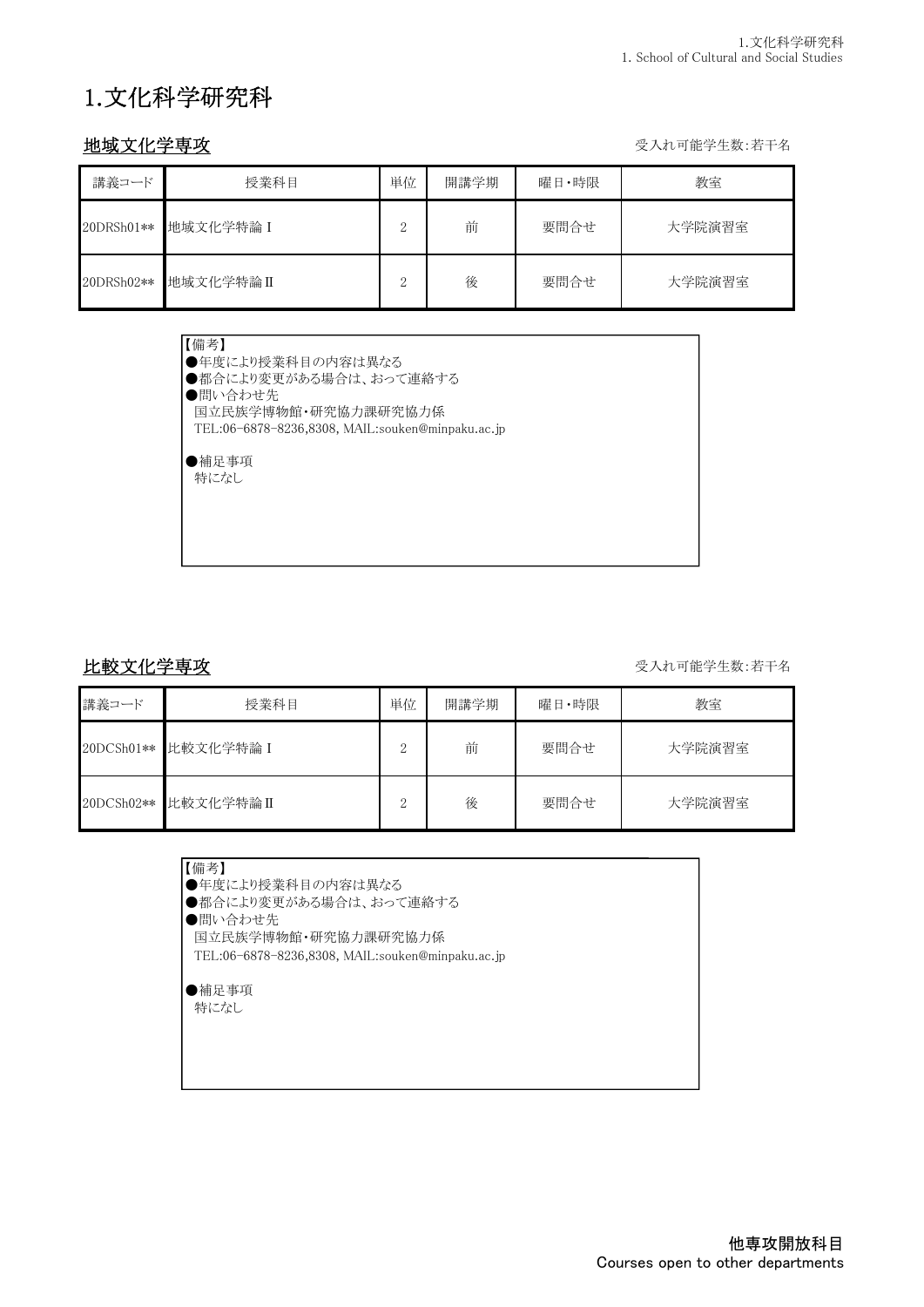# 1.文化科学研究科

## 地域文化学専攻

受入れ可能学生数:若干名

| 講義コード | 授業科目 | 単位 | 開講学期 | 曜日・時限 | 教室 |
|---|---|---|---|---|---|
| 20DRSh01** | 地域文化学特論Ⅰ | 2 | 前 | 要問合せ | 大学院演習室 |
| 20DRSh02** | 地域文化学特論Ⅱ | 2 | 後 | 要問合せ | 大学院演習室 |

【備考】
●年度により授業科目の内容は異なる
●都合により変更がある場合は、おって連絡する
●問い合わせ先
　国立民族学博物館・研究協力課研究協力係
　TEL:06-6878-8236,8308, MAIL:souken@minpaku.ac.jp

●補足事項
　特になし

## 比較文化学専攻

受入れ可能学生数:若干名

| 講義コード | 授業科目 | 単位 | 開講学期 | 曜日・時限 | 教室 |
|---|---|---|---|---|---|
| 20DCSh01** | 比較文化学特論Ⅰ | 2 | 前 | 要問合せ | 大学院演習室 |
| 20DCSh02** | 比較文化学特論Ⅱ | 2 | 後 | 要問合せ | 大学院演習室 |

【備考】
●年度により授業科目の内容は異なる
●都合により変更がある場合は、おって連絡する
●問い合わせ先
　国立民族学博物館・研究協力課研究協力係
　TEL:06-6878-8236,8308, MAIL:souken@minpaku.ac.jp

●補足事項
　特になし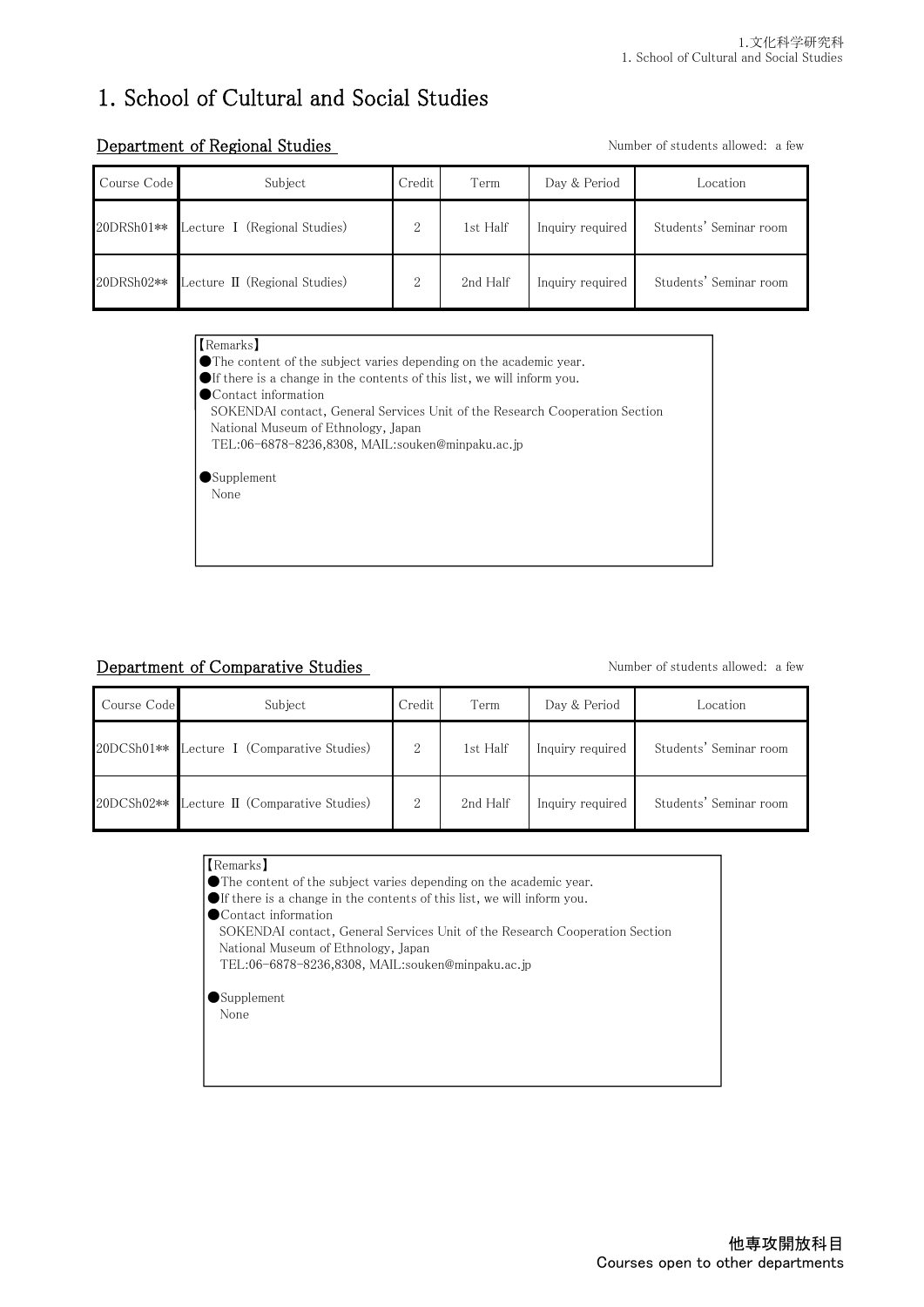# 1. School of Cultural and Social Studies

## Department of Regional Studies

Number of students allowed: a few

| Course Code | Subject | Credit | Term | Day & Period | Location |
|---|---|---|---|---|---|
| 20DRSh01** | Lecture Ⅰ (Regional Studies) | 2 | 1st Half | Inquiry required | Students' Seminar room |
| 20DRSh02** | Lecture Ⅱ (Regional Studies) | 2 | 2nd Half | Inquiry required | Students' Seminar room |

【Remarks】

●The content of the subject varies depending on the academic year.

●If there is a change in the contents of this list, we will inform you.

●Contact information

SOKENDAI contact, General Services Unit of the Research Cooperation Section
National Museum of Ethnology, Japan
TEL:06-6878-8236,8308, MAIL:souken@minpaku.ac.jp

●Supplement

None

## Department of Comparative Studies

Number of students allowed: a few

| Course Code | Subject | Credit | Term | Day & Period | Location |
|---|---|---|---|---|---|
| 20DCSh01** | Lecture Ⅰ (Comparative Studies) | 2 | 1st Half | Inquiry required | Students' Seminar room |
| 20DCSh02** | Lecture Ⅱ (Comparative Studies) | 2 | 2nd Half | Inquiry required | Students' Seminar room |

【Remarks】

●The content of the subject varies depending on the academic year.

●If there is a change in the contents of this list, we will inform you.

●Contact information

SOKENDAI contact, General Services Unit of the Research Cooperation Section
National Museum of Ethnology, Japan
TEL:06-6878-8236,8308, MAIL:souken@minpaku.ac.jp

●Supplement

None